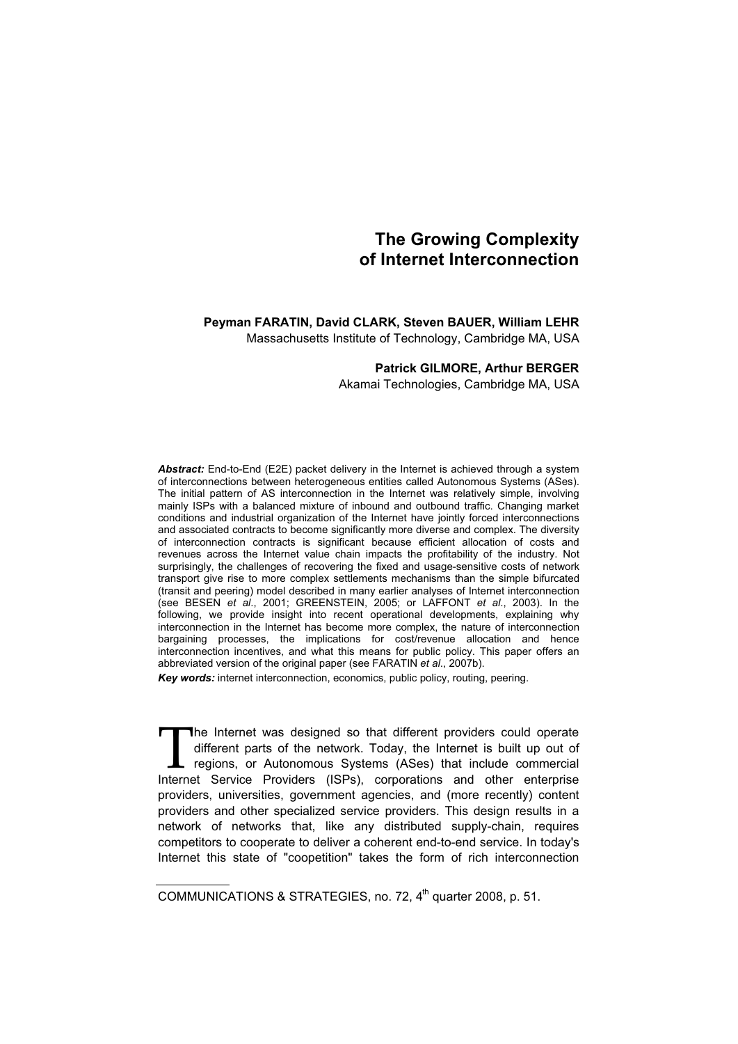# The Growing Complexity of Internet Interconnection

**Peyman FARATIN, David CLARK, Steven BAUER, William LEHR**
Massachusetts Institute of Technology, Cambridge MA, USA

**Patrick GILMORE, Arthur BERGER**
Akamai Technologies, Cambridge MA, USA

***Abstract:*** End-to-End (E2E) packet delivery in the Internet is achieved through a system of interconnections between heterogeneous entities called Autonomous Systems (ASes). The initial pattern of AS interconnection in the Internet was relatively simple, involving mainly ISPs with a balanced mixture of inbound and outbound traffic. Changing market conditions and industrial organization of the Internet have jointly forced interconnections and associated contracts to become significantly more diverse and complex. The diversity of interconnection contracts is significant because efficient allocation of costs and revenues across the Internet value chain impacts the profitability of the industry. Not surprisingly, the challenges of recovering the fixed and usage-sensitive costs of network transport give rise to more complex settlements mechanisms than the simple bifurcated (transit and peering) model described in many earlier analyses of Internet interconnection (see BESEN *et al*., 2001; GREENSTEIN, 2005; or LAFFONT *et al*., 2003). In the following, we provide insight into recent operational developments, explaining why interconnection in the Internet has become more complex, the nature of interconnection bargaining processes, the implications for cost/revenue allocation and hence interconnection incentives, and what this means for public policy. This paper offers an abbreviated version of the original paper (see FARATIN *et al*., 2007b).

***Key words:*** internet interconnection, economics, public policy, routing, peering.

The Internet was designed so that different providers could operate different parts of the network. Today, the Internet is built up out of regions, or Autonomous Systems (ASes) that include commercial Internet Service Providers (ISPs), corporations and other enterprise providers, universities, government agencies, and (more recently) content providers and other specialized service providers. This design results in a network of networks that, like any distributed supply-chain, requires competitors to cooperate to deliver a coherent end-to-end service. In today's Internet this state of "coopetition" takes the form of rich interconnection

COMMUNICATIONS & STRATEGIES, no. 72, 4th quarter 2008, p. 51.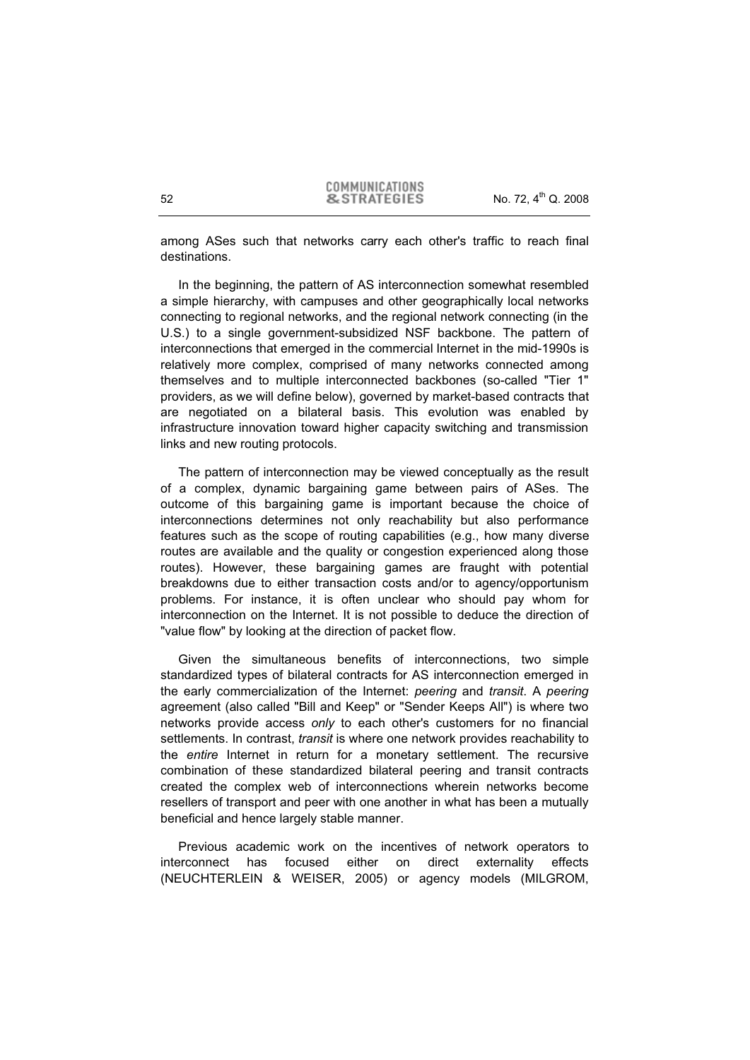among ASes such that networks carry each other's traffic to reach final destinations.

In the beginning, the pattern of AS interconnection somewhat resembled a simple hierarchy, with campuses and other geographically local networks connecting to regional networks, and the regional network connecting (in the U.S.) to a single government-subsidized NSF backbone. The pattern of interconnections that emerged in the commercial Internet in the mid-1990s is relatively more complex, comprised of many networks connected among themselves and to multiple interconnected backbones (so-called "Tier 1" providers, as we will define below), governed by market-based contracts that are negotiated on a bilateral basis. This evolution was enabled by infrastructure innovation toward higher capacity switching and transmission links and new routing protocols.

The pattern of interconnection may be viewed conceptually as the result of a complex, dynamic bargaining game between pairs of ASes. The outcome of this bargaining game is important because the choice of interconnections determines not only reachability but also performance features such as the scope of routing capabilities (e.g., how many diverse routes are available and the quality or congestion experienced along those routes). However, these bargaining games are fraught with potential breakdowns due to either transaction costs and/or to agency/opportunism problems. For instance, it is often unclear who should pay whom for interconnection on the Internet. It is not possible to deduce the direction of "value flow" by looking at the direction of packet flow.

Given the simultaneous benefits of interconnections, two simple standardized types of bilateral contracts for AS interconnection emerged in the early commercialization of the Internet: *peering* and *transit*. A *peering* agreement (also called "Bill and Keep" or "Sender Keeps All") is where two networks provide access *only* to each other's customers for no financial settlements. In contrast, *transit* is where one network provides reachability to the *entire* Internet in return for a monetary settlement. The recursive combination of these standardized bilateral peering and transit contracts created the complex web of interconnections wherein networks become resellers of transport and peer with one another in what has been a mutually beneficial and hence largely stable manner.

Previous academic work on the incentives of network operators to interconnect has focused either on direct externality effects (NEUCHTERLEIN & WEISER, 2005) or agency models (MILGROM,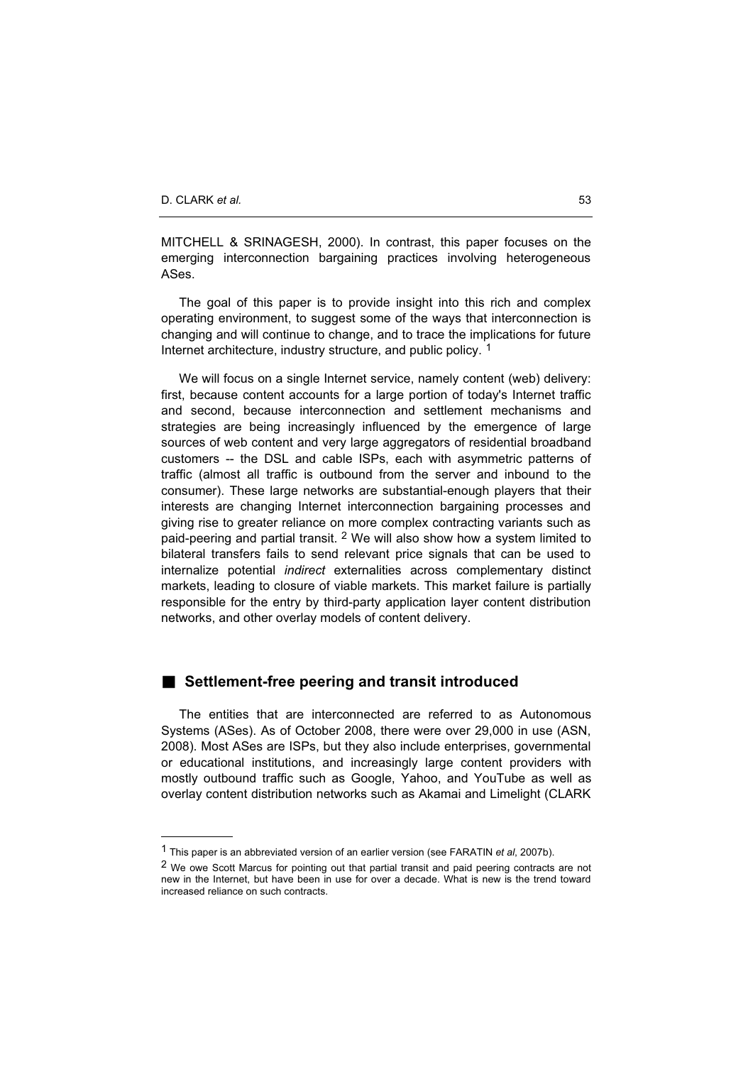MITCHELL & SRINAGESH, 2000). In contrast, this paper focuses on the emerging interconnection bargaining practices involving heterogeneous ASes.

The goal of this paper is to provide insight into this rich and complex operating environment, to suggest some of the ways that interconnection is changing and will continue to change, and to trace the implications for future Internet architecture, industry structure, and public policy. [1]

We will focus on a single Internet service, namely content (web) delivery: first, because content accounts for a large portion of today's Internet traffic and second, because interconnection and settlement mechanisms and strategies are being increasingly influenced by the emergence of large sources of web content and very large aggregators of residential broadband customers -- the DSL and cable ISPs, each with asymmetric patterns of traffic (almost all traffic is outbound from the server and inbound to the consumer). These large networks are substantial-enough players that their interests are changing Internet interconnection bargaining processes and giving rise to greater reliance on more complex contracting variants such as paid-peering and partial transit. [2] We will also show how a system limited to bilateral transfers fails to send relevant price signals that can be used to internalize potential *indirect* externalities across complementary distinct markets, leading to closure of viable markets. This market failure is partially responsible for the entry by third-party application layer content distribution networks, and other overlay models of content delivery.

## Settlement-free peering and transit introduced

The entities that are interconnected are referred to as Autonomous Systems (ASes). As of October 2008, there were over 29,000 in use (ASN, 2008). Most ASes are ISPs, but they also include enterprises, governmental or educational institutions, and increasingly large content providers with mostly outbound traffic such as Google, Yahoo, and YouTube as well as overlay content distribution networks such as Akamai and Limelight (CLARK

[1] This paper is an abbreviated version of an earlier version (see FARATIN *et al*, 2007b).

[2] We owe Scott Marcus for pointing out that partial transit and paid peering contracts are not new in the Internet, but have been in use for over a decade. What is new is the trend toward increased reliance on such contracts.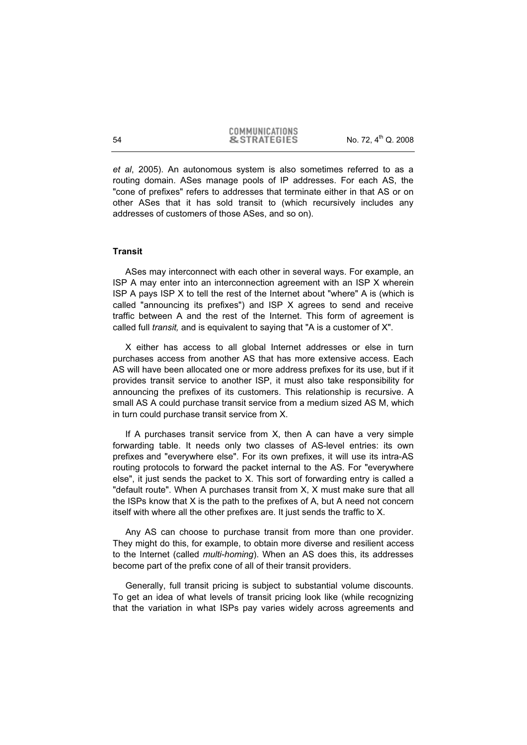*et al*, 2005). An autonomous system is also sometimes referred to as a routing domain. ASes manage pools of IP addresses. For each AS, the "cone of prefixes" refers to addresses that terminate either in that AS or on other ASes that it has sold transit to (which recursively includes any addresses of customers of those ASes, and so on).

### Transit

ASes may interconnect with each other in several ways. For example, an ISP A may enter into an interconnection agreement with an ISP X wherein ISP A pays ISP X to tell the rest of the Internet about "where" A is (which is called "announcing its prefixes") and ISP X agrees to send and receive traffic between A and the rest of the Internet. This form of agreement is called full *transit,* and is equivalent to saying that "A is a customer of X".

X either has access to all global Internet addresses or else in turn purchases access from another AS that has more extensive access. Each AS will have been allocated one or more address prefixes for its use, but if it provides transit service to another ISP, it must also take responsibility for announcing the prefixes of its customers. This relationship is recursive. A small AS A could purchase transit service from a medium sized AS M, which in turn could purchase transit service from X.

If A purchases transit service from X, then A can have a very simple forwarding table. It needs only two classes of AS-level entries: its own prefixes and "everywhere else". For its own prefixes, it will use its intra-AS routing protocols to forward the packet internal to the AS. For "everywhere else", it just sends the packet to X. This sort of forwarding entry is called a "default route". When A purchases transit from X, X must make sure that all the ISPs know that X is the path to the prefixes of A, but A need not concern itself with where all the other prefixes are. It just sends the traffic to X.

Any AS can choose to purchase transit from more than one provider. They might do this, for example, to obtain more diverse and resilient access to the Internet (called *multi-homing*). When an AS does this, its addresses become part of the prefix cone of all of their transit providers.

Generally, full transit pricing is subject to substantial volume discounts. To get an idea of what levels of transit pricing look like (while recognizing that the variation in what ISPs pay varies widely across agreements and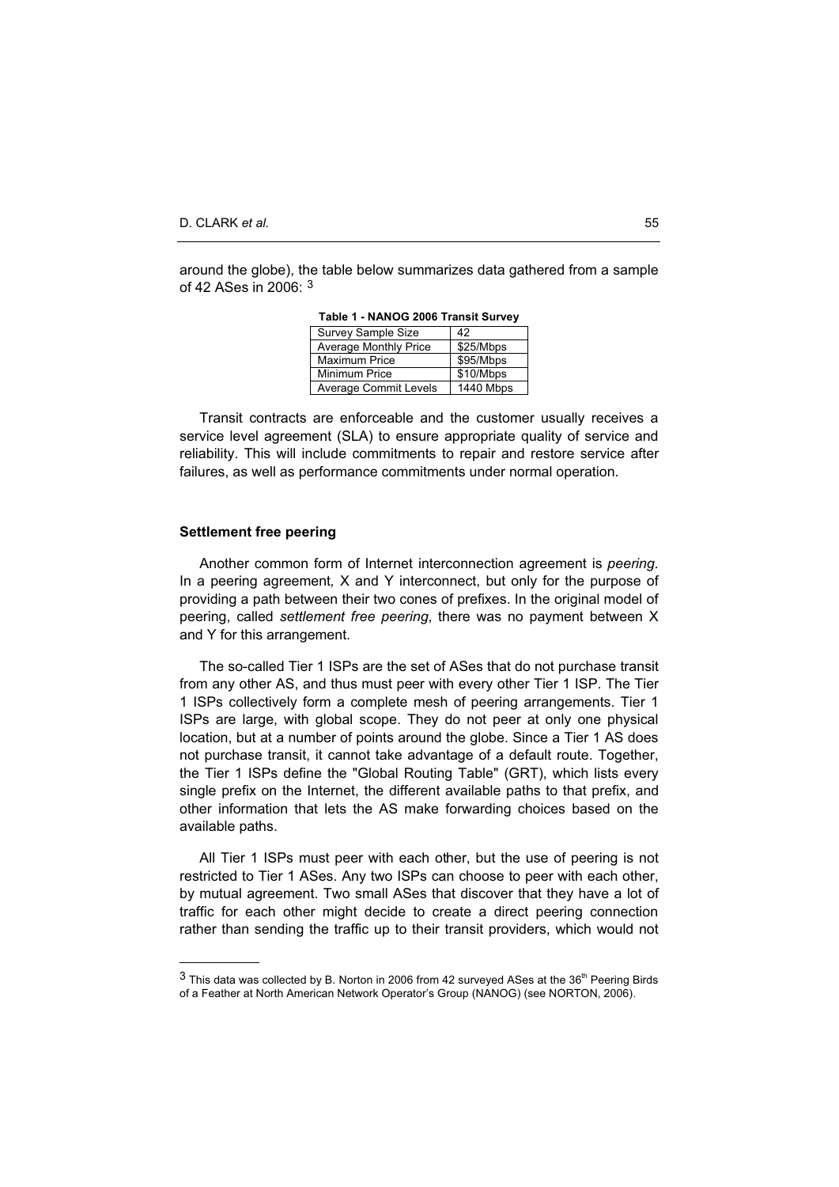around the globe), the table below summarizes data gathered from a sample of 42 ASes in 2006: [3]

**Table 1 - NANOG 2006 Transit Survey**

| Survey Sample Size | 42 |
|---|---|
| Average Monthly Price | $25/Mbps |
| Maximum Price | $95/Mbps |
| Minimum Price | $10/Mbps |
| Average Commit Levels | 1440 Mbps |

Transit contracts are enforceable and the customer usually receives a service level agreement (SLA) to ensure appropriate quality of service and reliability. This will include commitments to repair and restore service after failures, as well as performance commitments under normal operation.

### Settlement free peering

Another common form of Internet interconnection agreement is *peering.* In a peering agreement*,* X and Y interconnect, but only for the purpose of providing a path between their two cones of prefixes. In the original model of peering, called *settlement free peering*, there was no payment between X and Y for this arrangement.

The so-called Tier 1 ISPs are the set of ASes that do not purchase transit from any other AS, and thus must peer with every other Tier 1 ISP. The Tier 1 ISPs collectively form a complete mesh of peering arrangements. Tier 1 ISPs are large, with global scope. They do not peer at only one physical location, but at a number of points around the globe. Since a Tier 1 AS does not purchase transit, it cannot take advantage of a default route. Together, the Tier 1 ISPs define the "Global Routing Table" (GRT), which lists every single prefix on the Internet, the different available paths to that prefix, and other information that lets the AS make forwarding choices based on the available paths.

All Tier 1 ISPs must peer with each other, but the use of peering is not restricted to Tier 1 ASes. Any two ISPs can choose to peer with each other, by mutual agreement. Two small ASes that discover that they have a lot of traffic for each other might decide to create a direct peering connection rather than sending the traffic up to their transit providers, which would not

---

[3] This data was collected by B. Norton in 2006 from 42 surveyed ASes at the 36th Peering Birds of a Feather at North American Network Operator's Group (NANOG) (see NORTON, 2006).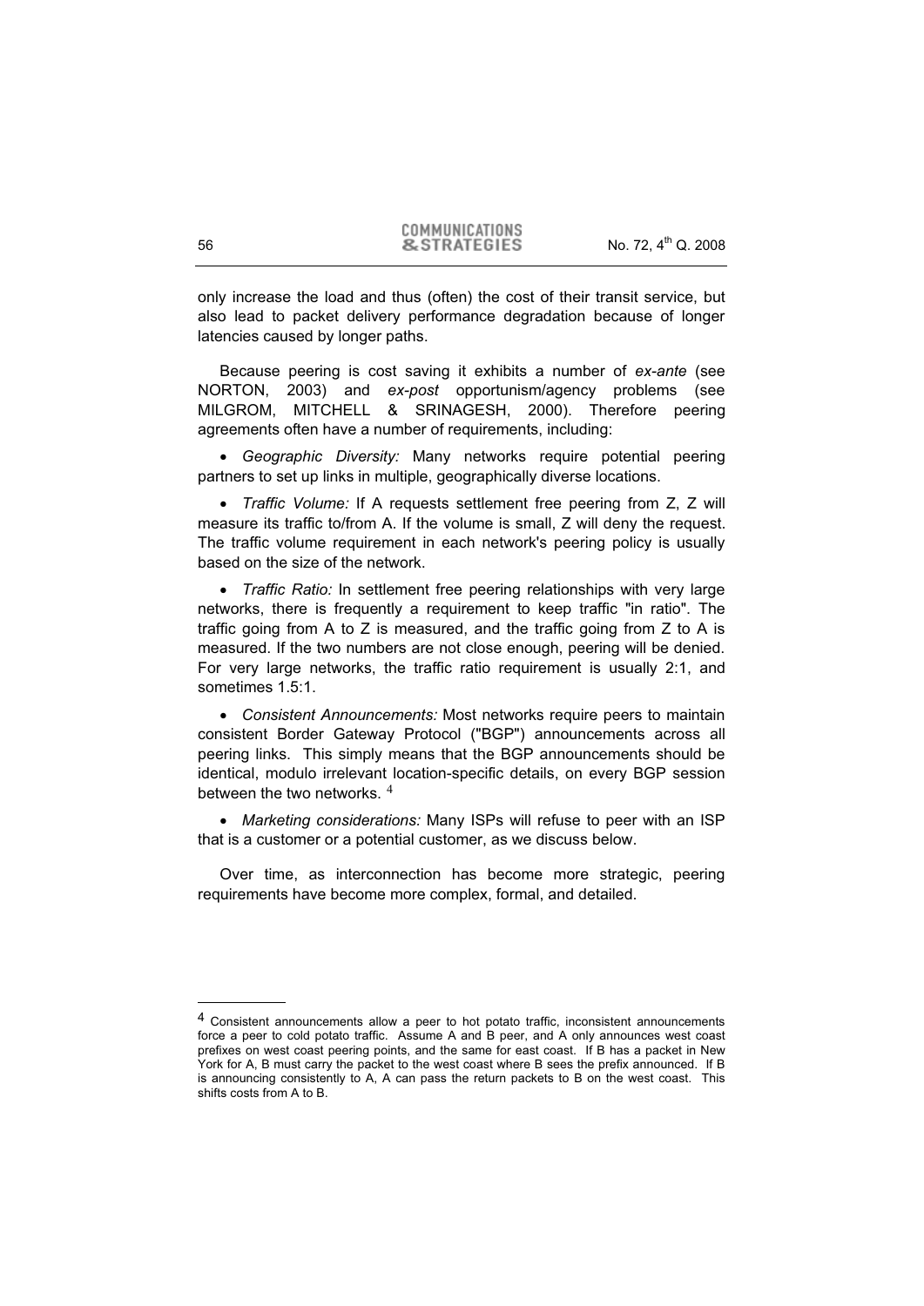only increase the load and thus (often) the cost of their transit service, but also lead to packet delivery performance degradation because of longer latencies caused by longer paths.

Because peering is cost saving it exhibits a number of *ex-ante* (see NORTON, 2003) and *ex-post* opportunism/agency problems (see MILGROM, MITCHELL & SRINAGESH, 2000). Therefore peering agreements often have a number of requirements, including:

- *Geographic Diversity:* Many networks require potential peering partners to set up links in multiple, geographically diverse locations.
- *Traffic Volume:* If A requests settlement free peering from Z, Z will measure its traffic to/from A. If the volume is small, Z will deny the request. The traffic volume requirement in each network's peering policy is usually based on the size of the network.
- *Traffic Ratio:* In settlement free peering relationships with very large networks, there is frequently a requirement to keep traffic "in ratio". The traffic going from A to Z is measured, and the traffic going from Z to A is measured. If the two numbers are not close enough, peering will be denied. For very large networks, the traffic ratio requirement is usually 2:1, and sometimes 1.5:1.
- *Consistent Announcements:* Most networks require peers to maintain consistent Border Gateway Protocol ("BGP") announcements across all peering links. This simply means that the BGP announcements should be identical, modulo irrelevant location-specific details, on every BGP session between the two networks. [4]
- *Marketing considerations:* Many ISPs will refuse to peer with an ISP that is a customer or a potential customer, as we discuss below.

Over time, as interconnection has become more strategic, peering requirements have become more complex, formal, and detailed.

---

[4] Consistent announcements allow a peer to hot potato traffic, inconsistent announcements force a peer to cold potato traffic. Assume A and B peer, and A only announces west coast prefixes on west coast peering points, and the same for east coast. If B has a packet in New York for A, B must carry the packet to the west coast where B sees the prefix announced. If B is announcing consistently to A, A can pass the return packets to B on the west coast. This shifts costs from A to B.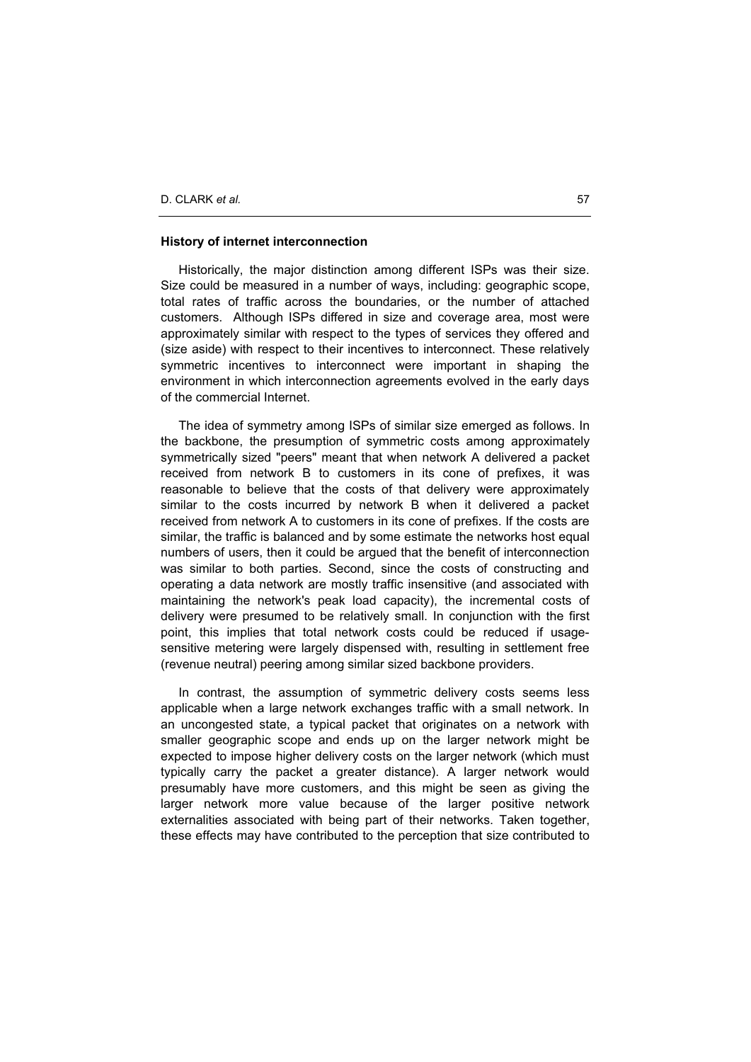### History of internet interconnection

Historically, the major distinction among different ISPs was their size. Size could be measured in a number of ways, including: geographic scope, total rates of traffic across the boundaries, or the number of attached customers. Although ISPs differed in size and coverage area, most were approximately similar with respect to the types of services they offered and (size aside) with respect to their incentives to interconnect. These relatively symmetric incentives to interconnect were important in shaping the environment in which interconnection agreements evolved in the early days of the commercial Internet.

The idea of symmetry among ISPs of similar size emerged as follows. In the backbone, the presumption of symmetric costs among approximately symmetrically sized "peers" meant that when network A delivered a packet received from network B to customers in its cone of prefixes, it was reasonable to believe that the costs of that delivery were approximately similar to the costs incurred by network B when it delivered a packet received from network A to customers in its cone of prefixes. If the costs are similar, the traffic is balanced and by some estimate the networks host equal numbers of users, then it could be argued that the benefit of interconnection was similar to both parties. Second, since the costs of constructing and operating a data network are mostly traffic insensitive (and associated with maintaining the network's peak load capacity), the incremental costs of delivery were presumed to be relatively small. In conjunction with the first point, this implies that total network costs could be reduced if usage-sensitive metering were largely dispensed with, resulting in settlement free (revenue neutral) peering among similar sized backbone providers.

In contrast, the assumption of symmetric delivery costs seems less applicable when a large network exchanges traffic with a small network. In an uncongested state, a typical packet that originates on a network with smaller geographic scope and ends up on the larger network might be expected to impose higher delivery costs on the larger network (which must typically carry the packet a greater distance). A larger network would presumably have more customers, and this might be seen as giving the larger network more value because of the larger positive network externalities associated with being part of their networks. Taken together, these effects may have contributed to the perception that size contributed to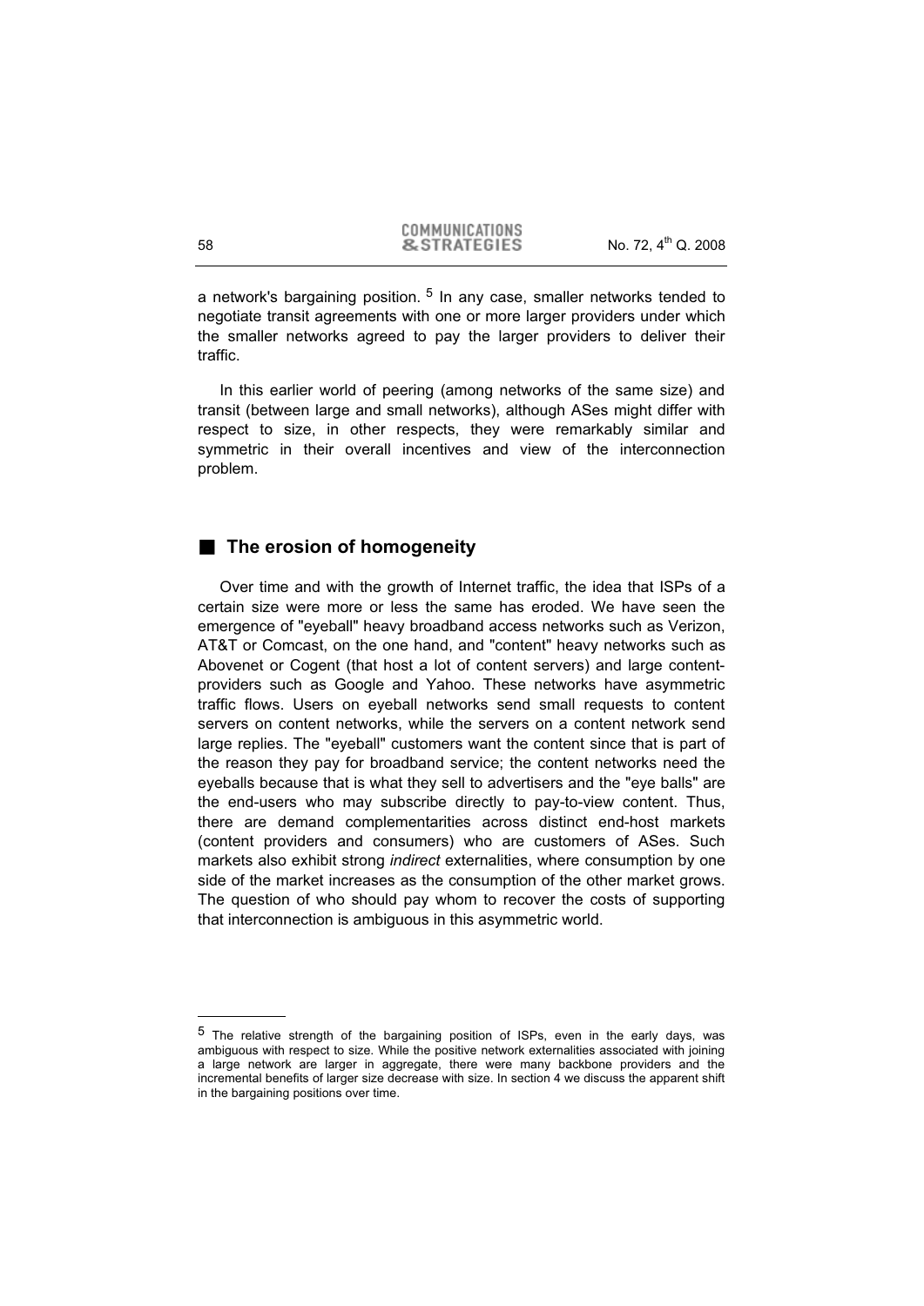a network's bargaining position. [5] In any case, smaller networks tended to negotiate transit agreements with one or more larger providers under which the smaller networks agreed to pay the larger providers to deliver their traffic.

In this earlier world of peering (among networks of the same size) and transit (between large and small networks), although ASes might differ with respect to size, in other respects, they were remarkably similar and symmetric in their overall incentives and view of the interconnection problem.

## The erosion of homogeneity

Over time and with the growth of Internet traffic, the idea that ISPs of a certain size were more or less the same has eroded. We have seen the emergence of "eyeball" heavy broadband access networks such as Verizon, AT&T or Comcast, on the one hand, and "content" heavy networks such as Abovenet or Cogent (that host a lot of content servers) and large content-providers such as Google and Yahoo. These networks have asymmetric traffic flows. Users on eyeball networks send small requests to content servers on content networks, while the servers on a content network send large replies. The "eyeball" customers want the content since that is part of the reason they pay for broadband service; the content networks need the eyeballs because that is what they sell to advertisers and the "eye balls" are the end-users who may subscribe directly to pay-to-view content. Thus, there are demand complementarities across distinct end-host markets (content providers and consumers) who are customers of ASes. Such markets also exhibit strong *indirect* externalities, where consumption by one side of the market increases as the consumption of the other market grows. The question of who should pay whom to recover the costs of supporting that interconnection is ambiguous in this asymmetric world.

---

[5] The relative strength of the bargaining position of ISPs, even in the early days, was ambiguous with respect to size. While the positive network externalities associated with joining a large network are larger in aggregate, there were many backbone providers and the incremental benefits of larger size decrease with size. In section 4 we discuss the apparent shift in the bargaining positions over time.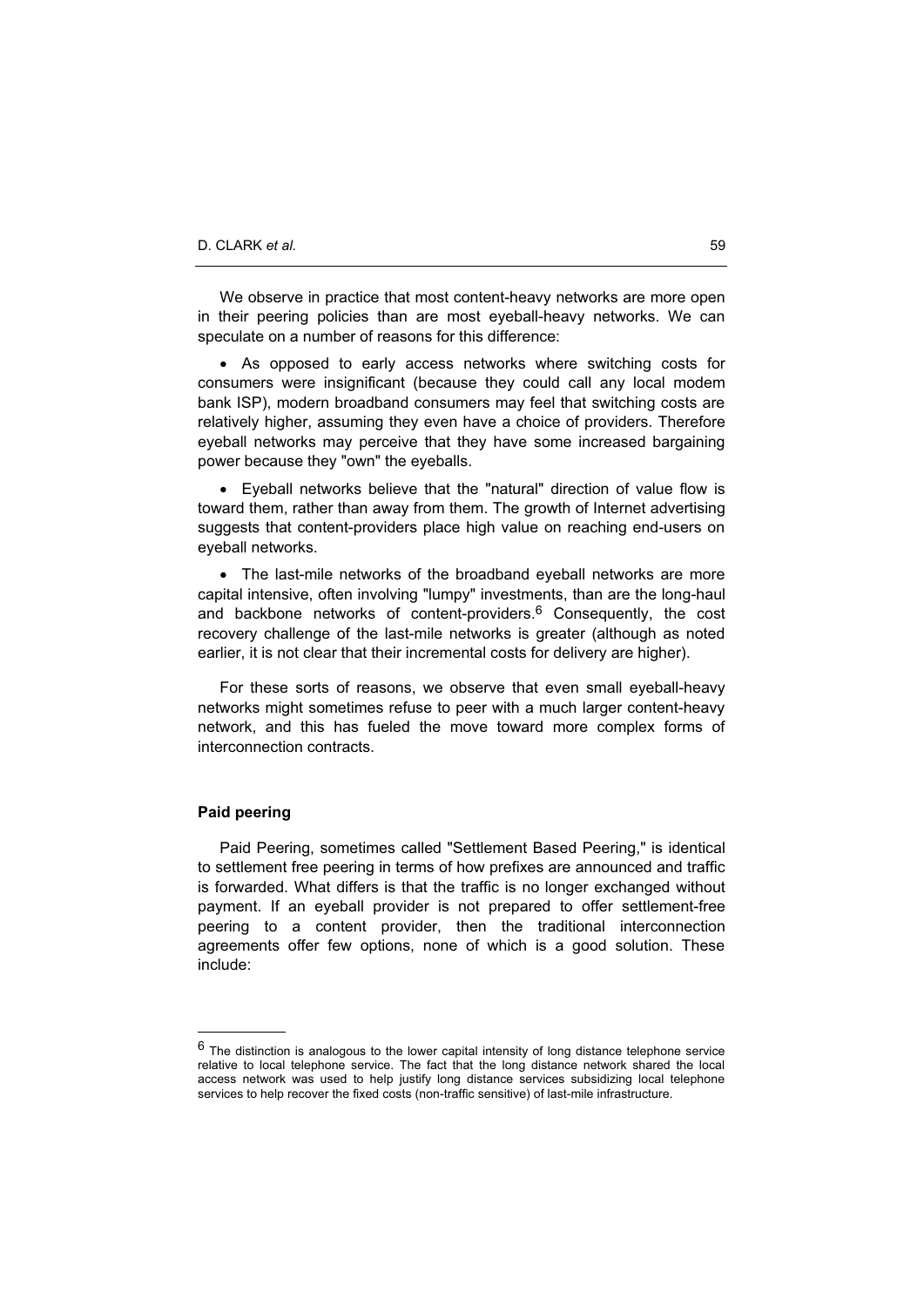We observe in practice that most content-heavy networks are more open in their peering policies than are most eyeball-heavy networks. We can speculate on a number of reasons for this difference:

- As opposed to early access networks where switching costs for consumers were insignificant (because they could call any local modem bank ISP), modern broadband consumers may feel that switching costs are relatively higher, assuming they even have a choice of providers. Therefore eyeball networks may perceive that they have some increased bargaining power because they "own" the eyeballs.

- Eyeball networks believe that the "natural" direction of value flow is toward them, rather than away from them. The growth of Internet advertising suggests that content-providers place high value on reaching end-users on eyeball networks.

- The last-mile networks of the broadband eyeball networks are more capital intensive, often involving "lumpy" investments, than are the long-haul and backbone networks of content-providers.[6] Consequently, the cost recovery challenge of the last-mile networks is greater (although as noted earlier, it is not clear that their incremental costs for delivery are higher).

For these sorts of reasons, we observe that even small eyeball-heavy networks might sometimes refuse to peer with a much larger content-heavy network, and this has fueled the move toward more complex forms of interconnection contracts.

### Paid peering

Paid Peering, sometimes called "Settlement Based Peering," is identical to settlement free peering in terms of how prefixes are announced and traffic is forwarded. What differs is that the traffic is no longer exchanged without payment. If an eyeball provider is not prepared to offer settlement-free peering to a content provider, then the traditional interconnection agreements offer few options, none of which is a good solution. These include:

---

[6] The distinction is analogous to the lower capital intensity of long distance telephone service relative to local telephone service. The fact that the long distance network shared the local access network was used to help justify long distance services subsidizing local telephone services to help recover the fixed costs (non-traffic sensitive) of last-mile infrastructure.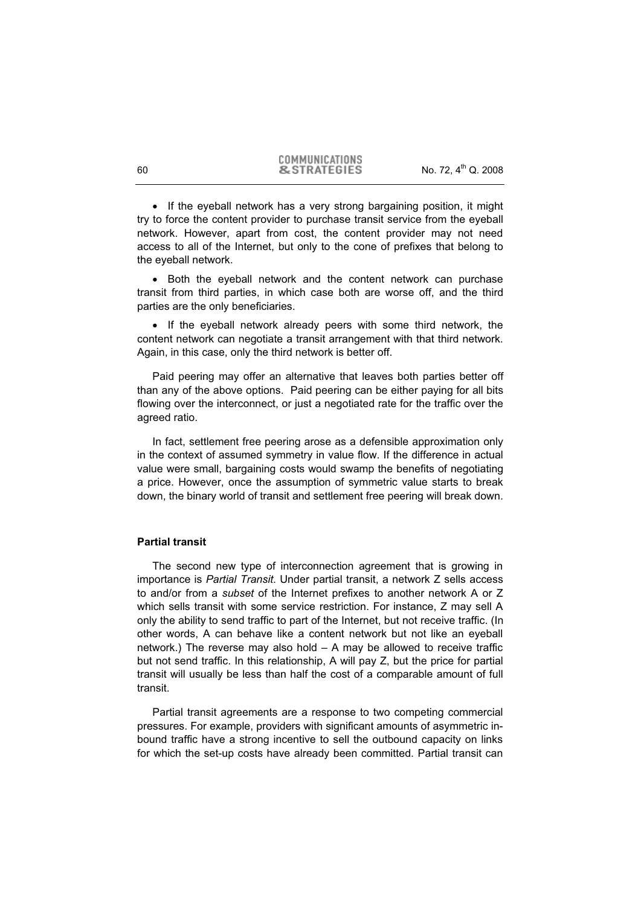- If the eyeball network has a very strong bargaining position, it might try to force the content provider to purchase transit service from the eyeball network. However, apart from cost, the content provider may not need access to all of the Internet, but only to the cone of prefixes that belong to the eyeball network.
- Both the eyeball network and the content network can purchase transit from third parties, in which case both are worse off, and the third parties are the only beneficiaries.
- If the eyeball network already peers with some third network, the content network can negotiate a transit arrangement with that third network. Again, in this case, only the third network is better off.

Paid peering may offer an alternative that leaves both parties better off than any of the above options. Paid peering can be either paying for all bits flowing over the interconnect, or just a negotiated rate for the traffic over the agreed ratio.

In fact, settlement free peering arose as a defensible approximation only in the context of assumed symmetry in value flow. If the difference in actual value were small, bargaining costs would swamp the benefits of negotiating a price. However, once the assumption of symmetric value starts to break down, the binary world of transit and settlement free peering will break down.

### Partial transit

The second new type of interconnection agreement that is growing in importance is *Partial Transit*. Under partial transit, a network Z sells access to and/or from a *subset* of the Internet prefixes to another network A or Z which sells transit with some service restriction. For instance, Z may sell A only the ability to send traffic to part of the Internet, but not receive traffic. (In other words, A can behave like a content network but not like an eyeball network.) The reverse may also hold – A may be allowed to receive traffic but not send traffic. In this relationship, A will pay Z, but the price for partial transit will usually be less than half the cost of a comparable amount of full transit.

Partial transit agreements are a response to two competing commercial pressures. For example, providers with significant amounts of asymmetric in-bound traffic have a strong incentive to sell the outbound capacity on links for which the set-up costs have already been committed. Partial transit can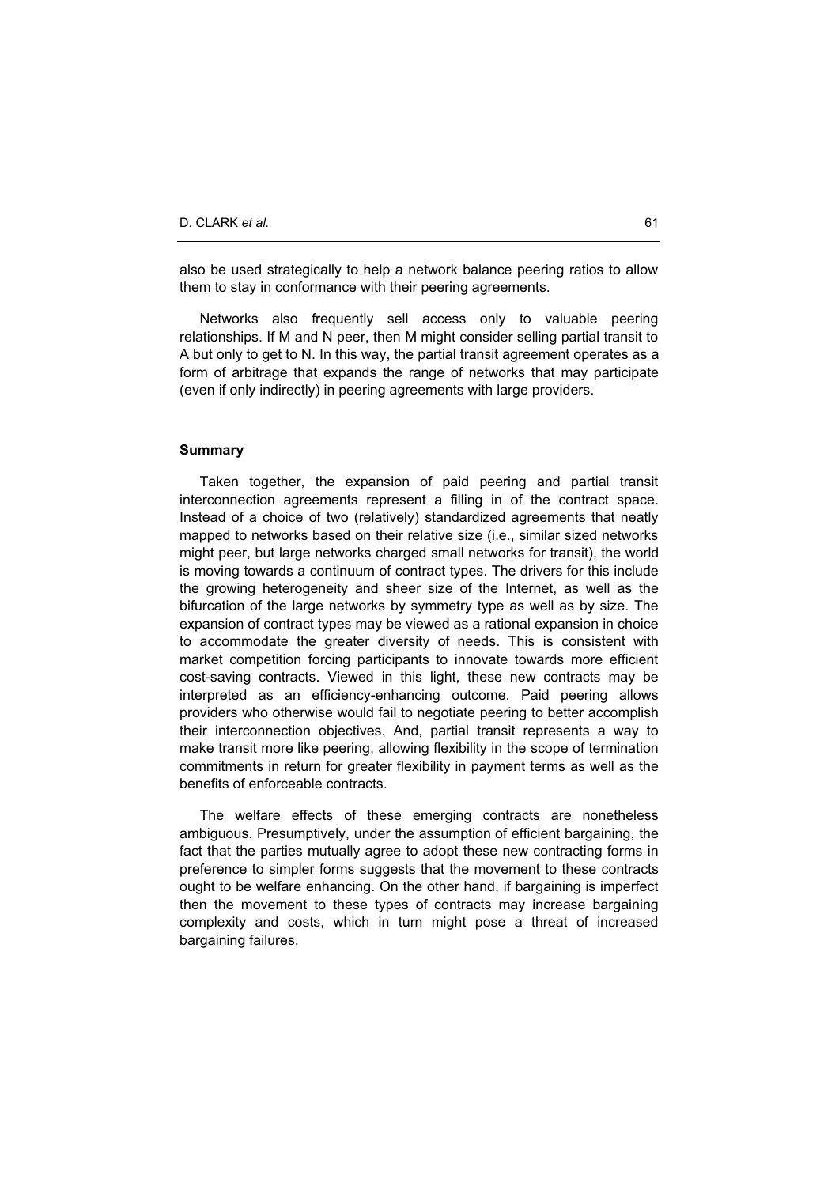also be used strategically to help a network balance peering ratios to allow them to stay in conformance with their peering agreements.

Networks also frequently sell access only to valuable peering relationships. If M and N peer, then M might consider selling partial transit to A but only to get to N. In this way, the partial transit agreement operates as a form of arbitrage that expands the range of networks that may participate (even if only indirectly) in peering agreements with large providers.

### Summary

Taken together, the expansion of paid peering and partial transit interconnection agreements represent a filling in of the contract space. Instead of a choice of two (relatively) standardized agreements that neatly mapped to networks based on their relative size (i.e., similar sized networks might peer, but large networks charged small networks for transit), the world is moving towards a continuum of contract types. The drivers for this include the growing heterogeneity and sheer size of the Internet, as well as the bifurcation of the large networks by symmetry type as well as by size. The expansion of contract types may be viewed as a rational expansion in choice to accommodate the greater diversity of needs. This is consistent with market competition forcing participants to innovate towards more efficient cost-saving contracts. Viewed in this light, these new contracts may be interpreted as an efficiency-enhancing outcome. Paid peering allows providers who otherwise would fail to negotiate peering to better accomplish their interconnection objectives. And, partial transit represents a way to make transit more like peering, allowing flexibility in the scope of termination commitments in return for greater flexibility in payment terms as well as the benefits of enforceable contracts.

The welfare effects of these emerging contracts are nonetheless ambiguous. Presumptively, under the assumption of efficient bargaining, the fact that the parties mutually agree to adopt these new contracting forms in preference to simpler forms suggests that the movement to these contracts ought to be welfare enhancing. On the other hand, if bargaining is imperfect then the movement to these types of contracts may increase bargaining complexity and costs, which in turn might pose a threat of increased bargaining failures.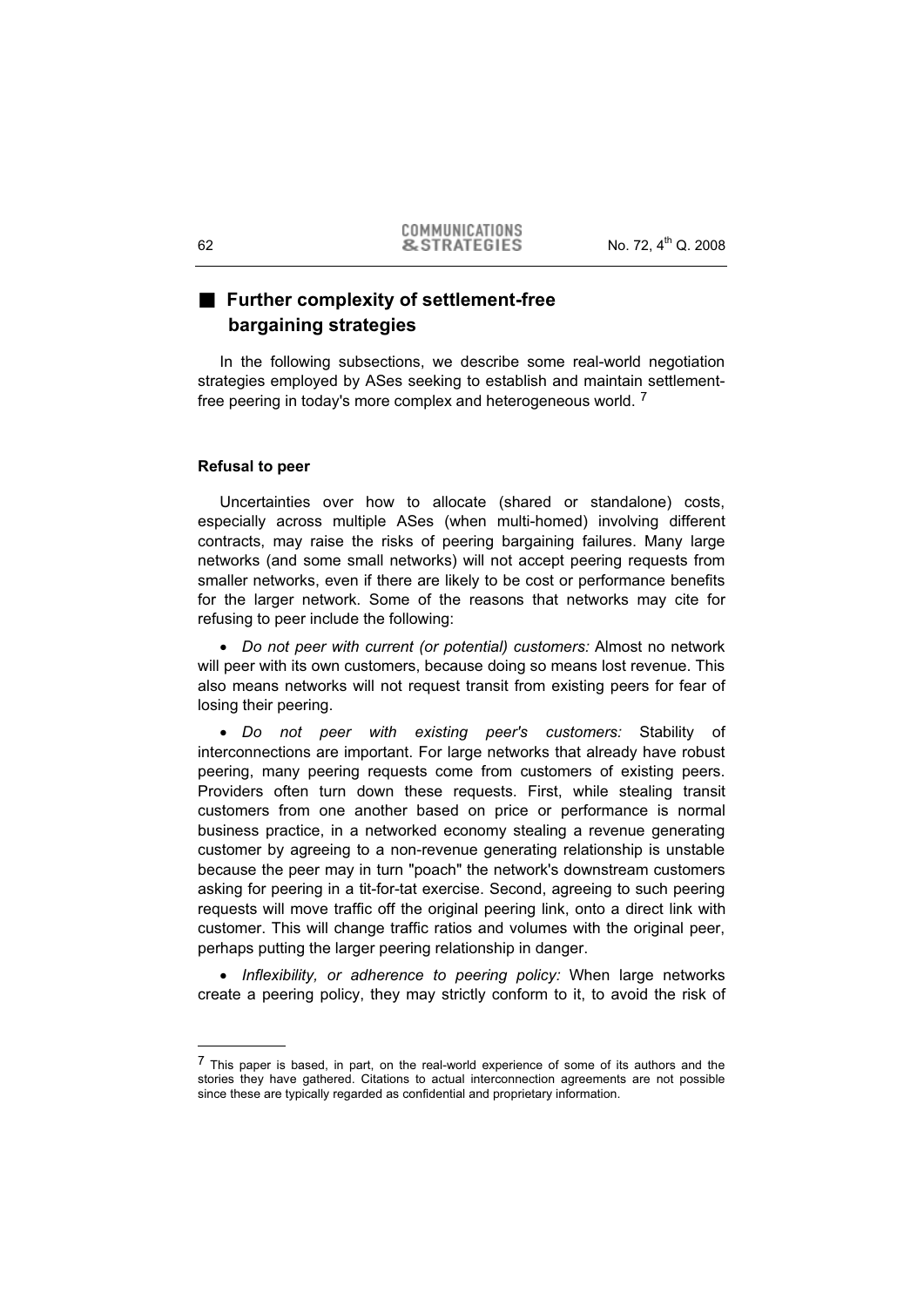## Further complexity of settlement-free bargaining strategies

In the following subsections, we describe some real-world negotiation strategies employed by ASes seeking to establish and maintain settlement-free peering in today's more complex and heterogeneous world. [7]

### Refusal to peer

Uncertainties over how to allocate (shared or standalone) costs, especially across multiple ASes (when multi-homed) involving different contracts, may raise the risks of peering bargaining failures. Many large networks (and some small networks) will not accept peering requests from smaller networks, even if there are likely to be cost or performance benefits for the larger network. Some of the reasons that networks may cite for refusing to peer include the following:

- *Do not peer with current (or potential) customers:* Almost no network will peer with its own customers, because doing so means lost revenue. This also means networks will not request transit from existing peers for fear of losing their peering.

- *Do not peer with existing peer's customers:* Stability of interconnections are important. For large networks that already have robust peering, many peering requests come from customers of existing peers. Providers often turn down these requests. First, while stealing transit customers from one another based on price or performance is normal business practice, in a networked economy stealing a revenue generating customer by agreeing to a non-revenue generating relationship is unstable because the peer may in turn "poach" the network's downstream customers asking for peering in a tit-for-tat exercise. Second, agreeing to such peering requests will move traffic off the original peering link, onto a direct link with customer. This will change traffic ratios and volumes with the original peer, perhaps putting the larger peering relationship in danger.

- *Inflexibility, or adherence to peering policy:* When large networks create a peering policy, they may strictly conform to it, to avoid the risk of

---

[7] This paper is based, in part, on the real-world experience of some of its authors and the stories they have gathered. Citations to actual interconnection agreements are not possible since these are typically regarded as confidential and proprietary information.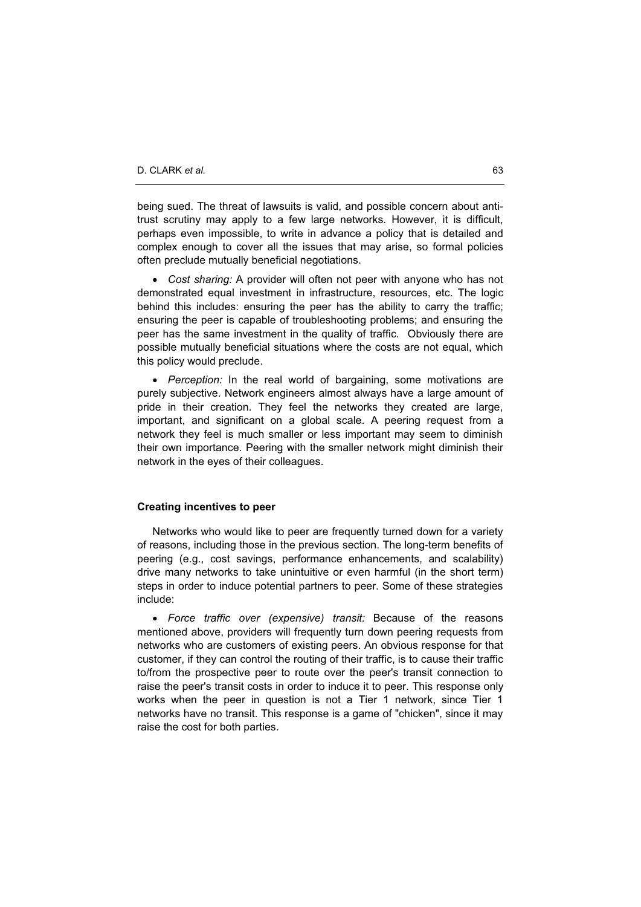being sued. The threat of lawsuits is valid, and possible concern about anti-trust scrutiny may apply to a few large networks. However, it is difficult, perhaps even impossible, to write in advance a policy that is detailed and complex enough to cover all the issues that may arise, so formal policies often preclude mutually beneficial negotiations.

- *Cost sharing:* A provider will often not peer with anyone who has not demonstrated equal investment in infrastructure, resources, etc. The logic behind this includes: ensuring the peer has the ability to carry the traffic; ensuring the peer is capable of troubleshooting problems; and ensuring the peer has the same investment in the quality of traffic. Obviously there are possible mutually beneficial situations where the costs are not equal, which this policy would preclude.

- *Perception:* In the real world of bargaining, some motivations are purely subjective. Network engineers almost always have a large amount of pride in their creation. They feel the networks they created are large, important, and significant on a global scale. A peering request from a network they feel is much smaller or less important may seem to diminish their own importance. Peering with the smaller network might diminish their network in the eyes of their colleagues.

### Creating incentives to peer

Networks who would like to peer are frequently turned down for a variety of reasons, including those in the previous section. The long-term benefits of peering (e.g., cost savings, performance enhancements, and scalability) drive many networks to take unintuitive or even harmful (in the short term) steps in order to induce potential partners to peer. Some of these strategies include:

- *Force traffic over (expensive) transit:* Because of the reasons mentioned above, providers will frequently turn down peering requests from networks who are customers of existing peers. An obvious response for that customer, if they can control the routing of their traffic, is to cause their traffic to/from the prospective peer to route over the peer's transit connection to raise the peer's transit costs in order to induce it to peer. This response only works when the peer in question is not a Tier 1 network, since Tier 1 networks have no transit. This response is a game of "chicken", since it may raise the cost for both parties.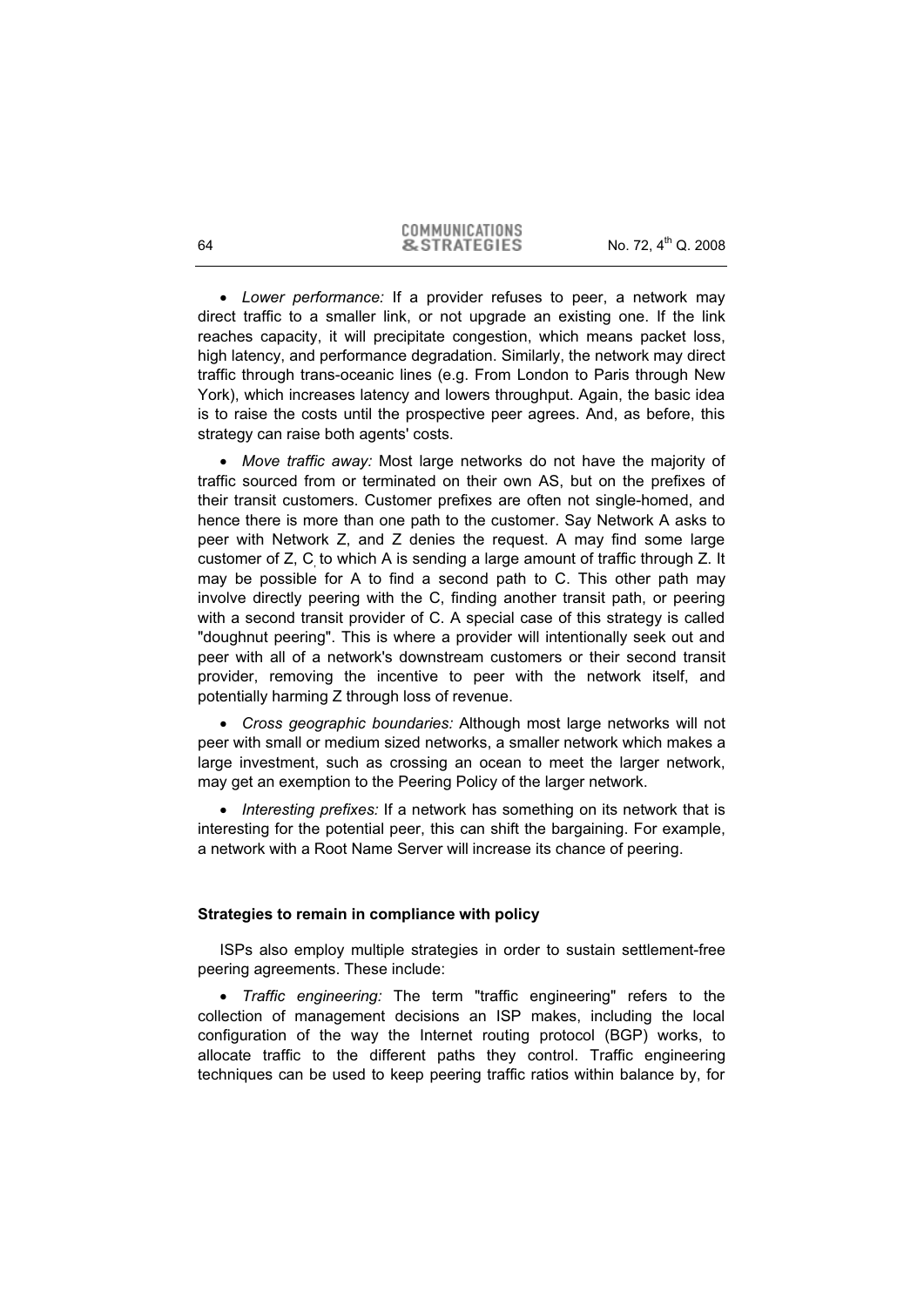- *Lower performance:* If a provider refuses to peer, a network may direct traffic to a smaller link, or not upgrade an existing one. If the link reaches capacity, it will precipitate congestion, which means packet loss, high latency, and performance degradation. Similarly, the network may direct traffic through trans-oceanic lines (e.g. From London to Paris through New York), which increases latency and lowers throughput. Again, the basic idea is to raise the costs until the prospective peer agrees. And, as before, this strategy can raise both agents' costs.

- *Move traffic away:* Most large networks do not have the majority of traffic sourced from or terminated on their own AS, but on the prefixes of their transit customers. Customer prefixes are often not single-homed, and hence there is more than one path to the customer. Say Network A asks to peer with Network Z, and Z denies the request. A may find some large customer of Z, C, to which A is sending a large amount of traffic through Z. It may be possible for A to find a second path to C. This other path may involve directly peering with the C, finding another transit path, or peering with a second transit provider of C. A special case of this strategy is called "doughnut peering". This is where a provider will intentionally seek out and peer with all of a network's downstream customers or their second transit provider, removing the incentive to peer with the network itself, and potentially harming Z through loss of revenue.

- *Cross geographic boundaries:* Although most large networks will not peer with small or medium sized networks, a smaller network which makes a large investment, such as crossing an ocean to meet the larger network, may get an exemption to the Peering Policy of the larger network.

- *Interesting prefixes:* If a network has something on its network that is interesting for the potential peer, this can shift the bargaining. For example, a network with a Root Name Server will increase its chance of peering.

**Strategies to remain in compliance with policy**

ISPs also employ multiple strategies in order to sustain settlement-free peering agreements. These include:

- *Traffic engineering:* The term "traffic engineering" refers to the collection of management decisions an ISP makes, including the local configuration of the way the Internet routing protocol (BGP) works, to allocate traffic to the different paths they control. Traffic engineering techniques can be used to keep peering traffic ratios within balance by, for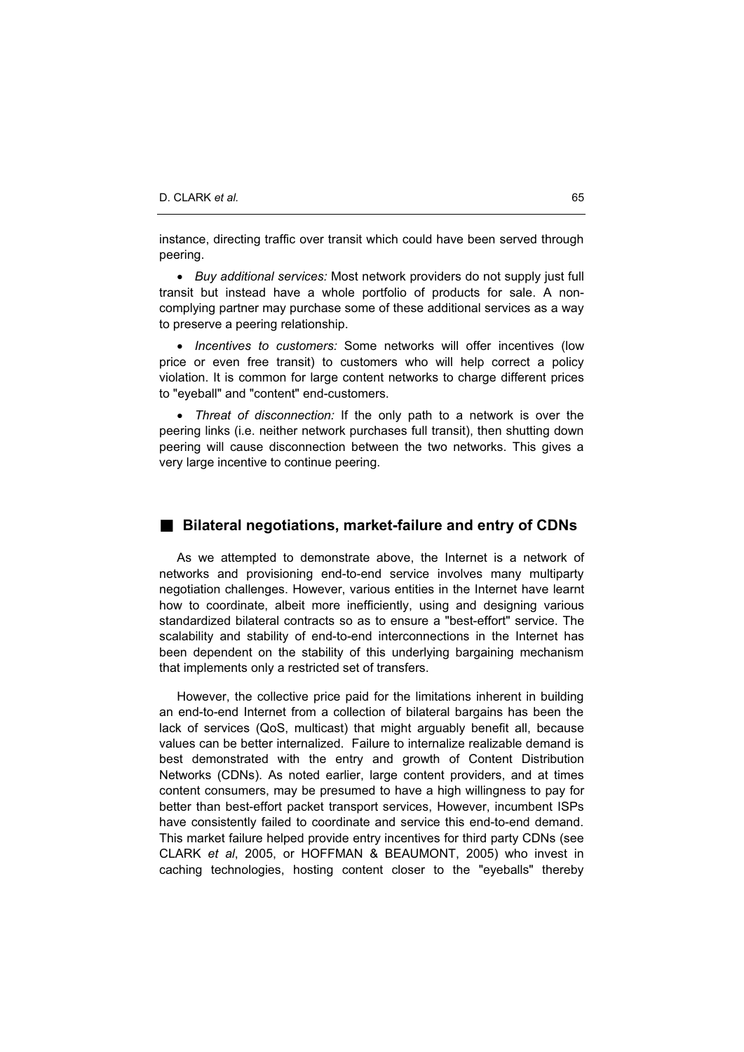instance, directing traffic over transit which could have been served through peering.

- *Buy additional services:* Most network providers do not supply just full transit but instead have a whole portfolio of products for sale. A non-complying partner may purchase some of these additional services as a way to preserve a peering relationship.

- *Incentives to customers:* Some networks will offer incentives (low price or even free transit) to customers who will help correct a policy violation. It is common for large content networks to charge different prices to "eyeball" and "content" end-customers.

- *Threat of disconnection:* If the only path to a network is over the peering links (i.e. neither network purchases full transit), then shutting down peering will cause disconnection between the two networks. This gives a very large incentive to continue peering.

## Bilateral negotiations, market-failure and entry of CDNs

As we attempted to demonstrate above, the Internet is a network of networks and provisioning end-to-end service involves many multiparty negotiation challenges. However, various entities in the Internet have learnt how to coordinate, albeit more inefficiently, using and designing various standardized bilateral contracts so as to ensure a "best-effort" service. The scalability and stability of end-to-end interconnections in the Internet has been dependent on the stability of this underlying bargaining mechanism that implements only a restricted set of transfers.

However, the collective price paid for the limitations inherent in building an end-to-end Internet from a collection of bilateral bargains has been the lack of services (QoS, multicast) that might arguably benefit all, because values can be better internalized. Failure to internalize realizable demand is best demonstrated with the entry and growth of Content Distribution Networks (CDNs). As noted earlier, large content providers, and at times content consumers, may be presumed to have a high willingness to pay for better than best-effort packet transport services, However, incumbent ISPs have consistently failed to coordinate and service this end-to-end demand. This market failure helped provide entry incentives for third party CDNs (see CLARK *et al*, 2005, or HOFFMAN & BEAUMONT, 2005) who invest in caching technologies, hosting content closer to the "eyeballs" thereby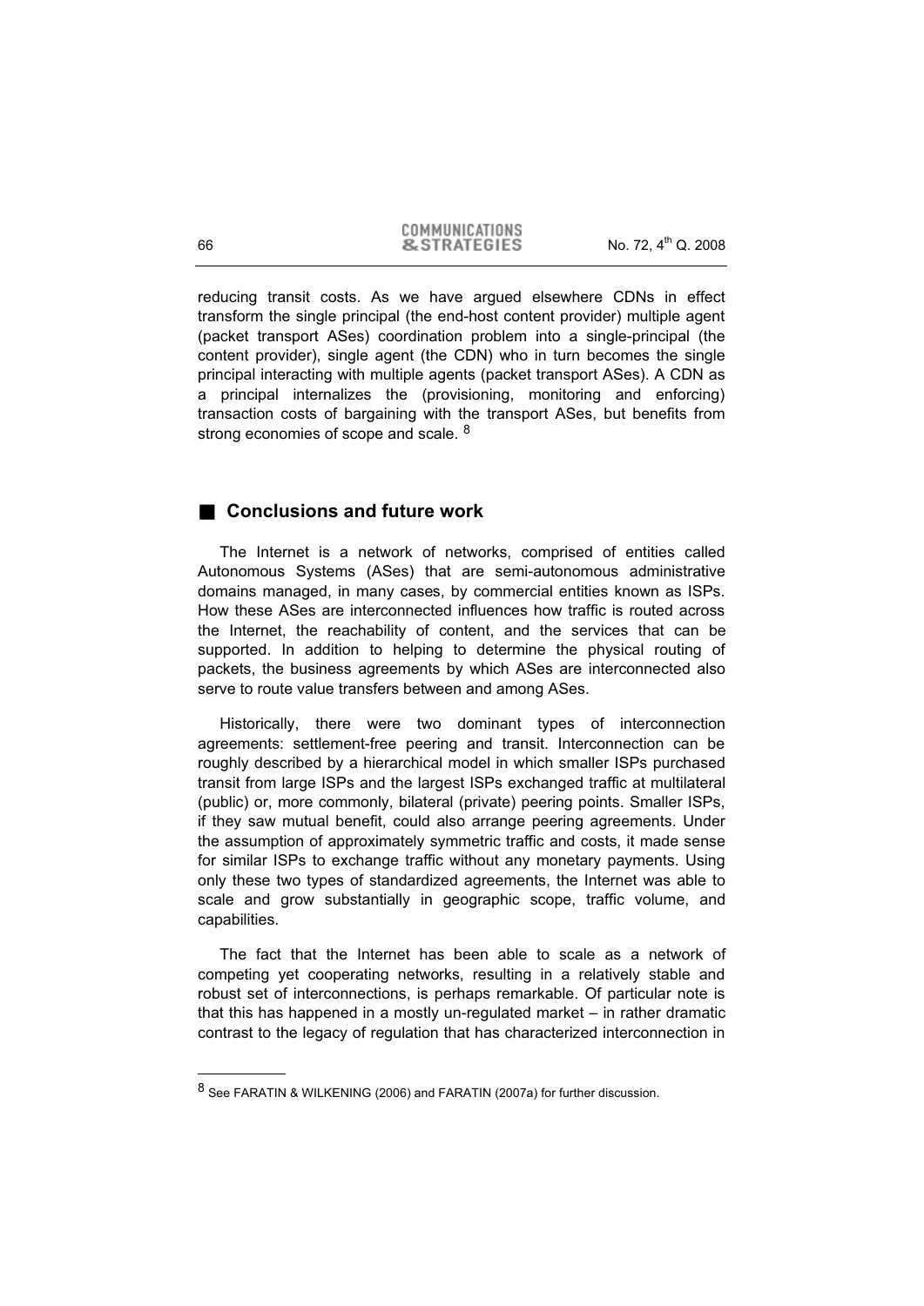reducing transit costs. As we have argued elsewhere CDNs in effect transform the single principal (the end-host content provider) multiple agent (packet transport ASes) coordination problem into a single-principal (the content provider), single agent (the CDN) who in turn becomes the single principal interacting with multiple agents (packet transport ASes). A CDN as a principal internalizes the (provisioning, monitoring and enforcing) transaction costs of bargaining with the transport ASes, but benefits from strong economies of scope and scale. [8]

## Conclusions and future work

The Internet is a network of networks, comprised of entities called Autonomous Systems (ASes) that are semi-autonomous administrative domains managed, in many cases, by commercial entities known as ISPs. How these ASes are interconnected influences how traffic is routed across the Internet, the reachability of content, and the services that can be supported. In addition to helping to determine the physical routing of packets, the business agreements by which ASes are interconnected also serve to route value transfers between and among ASes.

Historically, there were two dominant types of interconnection agreements: settlement-free peering and transit. Interconnection can be roughly described by a hierarchical model in which smaller ISPs purchased transit from large ISPs and the largest ISPs exchanged traffic at multilateral (public) or, more commonly, bilateral (private) peering points. Smaller ISPs, if they saw mutual benefit, could also arrange peering agreements. Under the assumption of approximately symmetric traffic and costs, it made sense for similar ISPs to exchange traffic without any monetary payments. Using only these two types of standardized agreements, the Internet was able to scale and grow substantially in geographic scope, traffic volume, and capabilities.

The fact that the Internet has been able to scale as a network of competing yet cooperating networks, resulting in a relatively stable and robust set of interconnections, is perhaps remarkable. Of particular note is that this has happened in a mostly un-regulated market – in rather dramatic contrast to the legacy of regulation that has characterized interconnection in

---

[8] See FARATIN & WILKENING (2006) and FARATIN (2007a) for further discussion.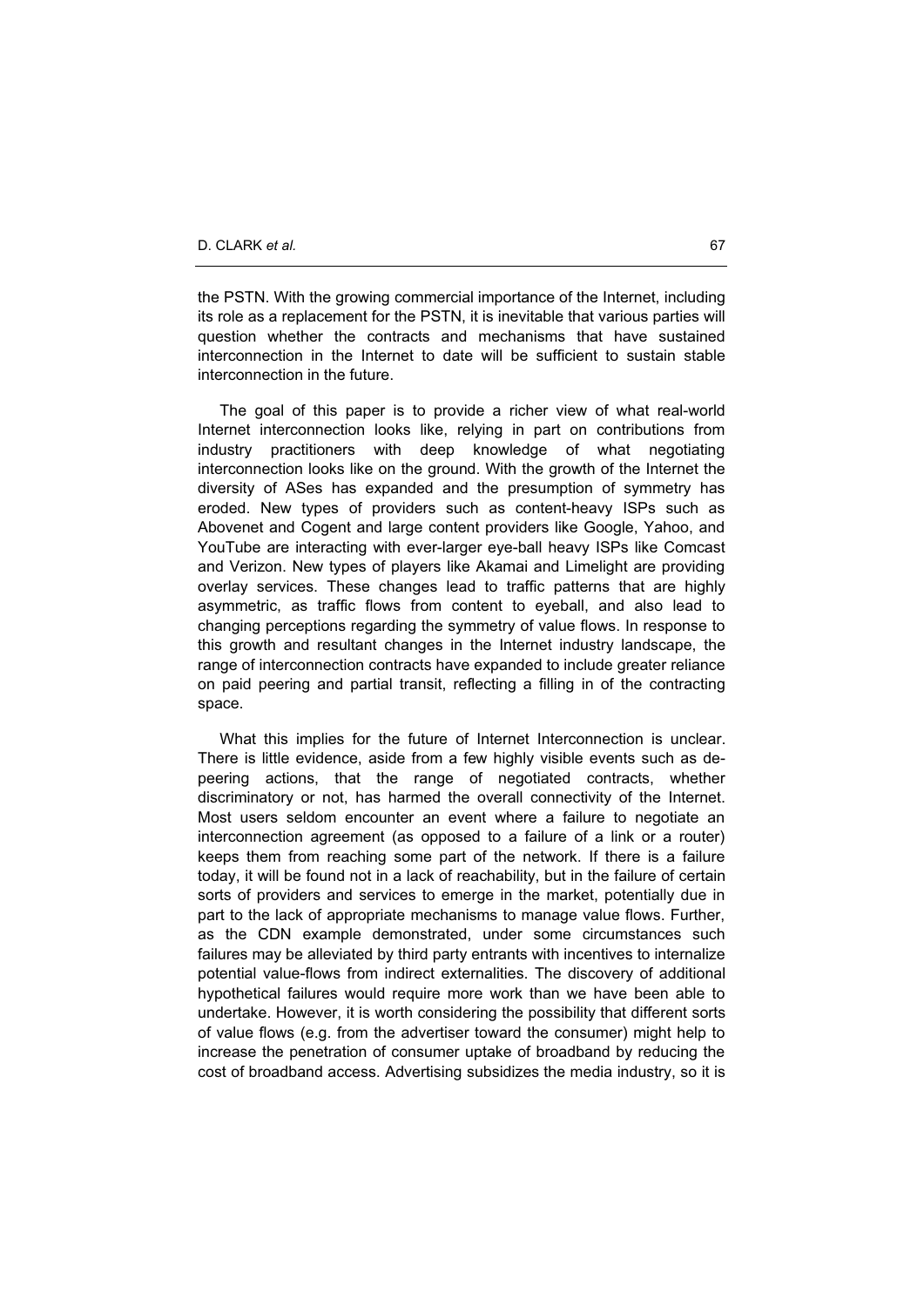the PSTN. With the growing commercial importance of the Internet, including its role as a replacement for the PSTN, it is inevitable that various parties will question whether the contracts and mechanisms that have sustained interconnection in the Internet to date will be sufficient to sustain stable interconnection in the future.

The goal of this paper is to provide a richer view of what real-world Internet interconnection looks like, relying in part on contributions from industry practitioners with deep knowledge of what negotiating interconnection looks like on the ground. With the growth of the Internet the diversity of ASes has expanded and the presumption of symmetry has eroded. New types of providers such as content-heavy ISPs such as Abovenet and Cogent and large content providers like Google, Yahoo, and YouTube are interacting with ever-larger eye-ball heavy ISPs like Comcast and Verizon. New types of players like Akamai and Limelight are providing overlay services. These changes lead to traffic patterns that are highly asymmetric, as traffic flows from content to eyeball, and also lead to changing perceptions regarding the symmetry of value flows. In response to this growth and resultant changes in the Internet industry landscape, the range of interconnection contracts have expanded to include greater reliance on paid peering and partial transit, reflecting a filling in of the contracting space.

What this implies for the future of Internet Interconnection is unclear. There is little evidence, aside from a few highly visible events such as de-peering actions, that the range of negotiated contracts, whether discriminatory or not, has harmed the overall connectivity of the Internet. Most users seldom encounter an event where a failure to negotiate an interconnection agreement (as opposed to a failure of a link or a router) keeps them from reaching some part of the network. If there is a failure today, it will be found not in a lack of reachability, but in the failure of certain sorts of providers and services to emerge in the market, potentially due in part to the lack of appropriate mechanisms to manage value flows. Further, as the CDN example demonstrated, under some circumstances such failures may be alleviated by third party entrants with incentives to internalize potential value-flows from indirect externalities. The discovery of additional hypothetical failures would require more work than we have been able to undertake. However, it is worth considering the possibility that different sorts of value flows (e.g. from the advertiser toward the consumer) might help to increase the penetration of consumer uptake of broadband by reducing the cost of broadband access. Advertising subsidizes the media industry, so it is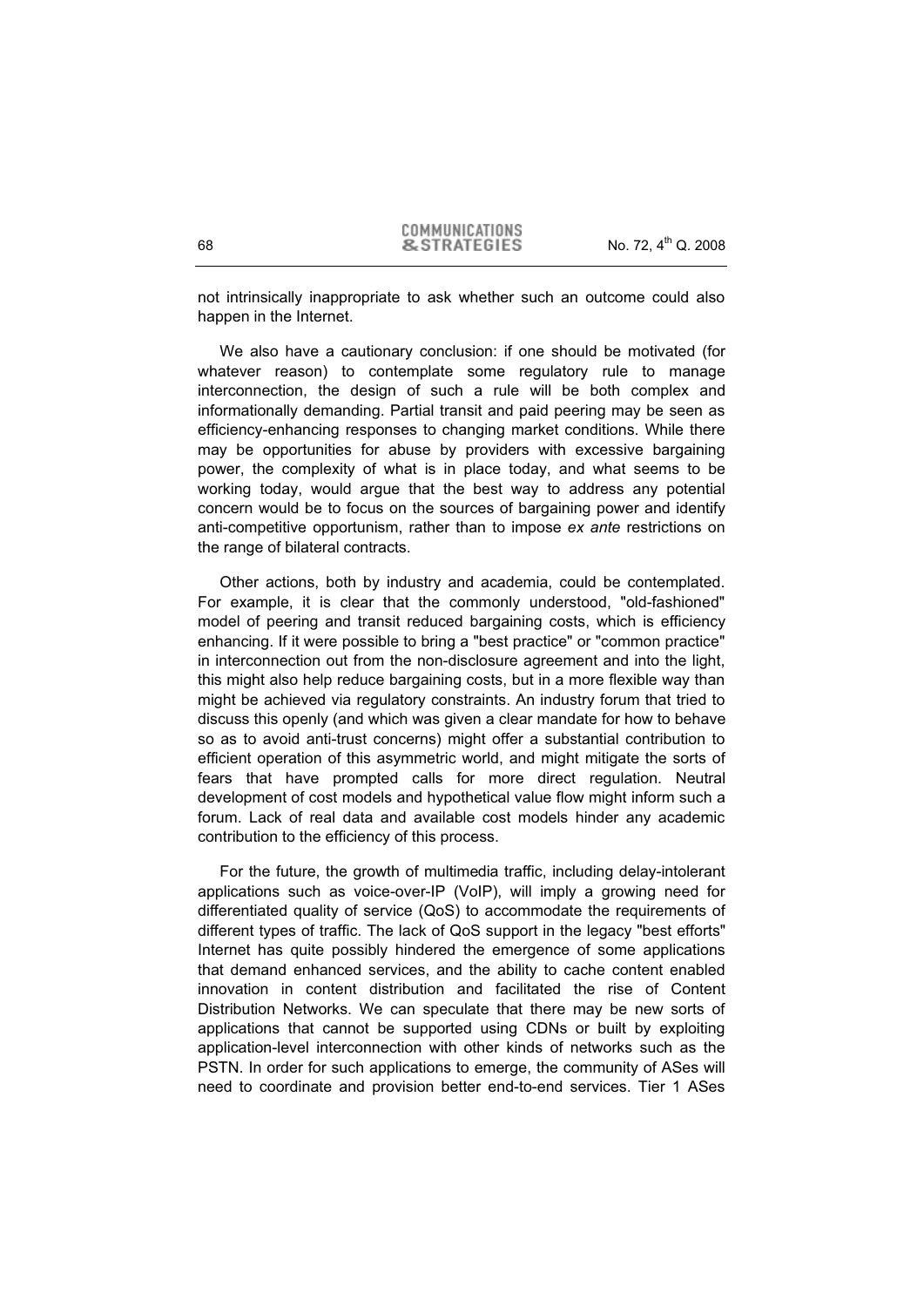not intrinsically inappropriate to ask whether such an outcome could also happen in the Internet.

We also have a cautionary conclusion: if one should be motivated (for whatever reason) to contemplate some regulatory rule to manage interconnection, the design of such a rule will be both complex and informationally demanding. Partial transit and paid peering may be seen as efficiency-enhancing responses to changing market conditions. While there may be opportunities for abuse by providers with excessive bargaining power, the complexity of what is in place today, and what seems to be working today, would argue that the best way to address any potential concern would be to focus on the sources of bargaining power and identify anti-competitive opportunism, rather than to impose *ex ante* restrictions on the range of bilateral contracts.

Other actions, both by industry and academia, could be contemplated. For example, it is clear that the commonly understood, "old-fashioned" model of peering and transit reduced bargaining costs, which is efficiency enhancing. If it were possible to bring a "best practice" or "common practice" in interconnection out from the non-disclosure agreement and into the light, this might also help reduce bargaining costs, but in a more flexible way than might be achieved via regulatory constraints. An industry forum that tried to discuss this openly (and which was given a clear mandate for how to behave so as to avoid anti-trust concerns) might offer a substantial contribution to efficient operation of this asymmetric world, and might mitigate the sorts of fears that have prompted calls for more direct regulation. Neutral development of cost models and hypothetical value flow might inform such a forum. Lack of real data and available cost models hinder any academic contribution to the efficiency of this process.

For the future, the growth of multimedia traffic, including delay-intolerant applications such as voice-over-IP (VoIP), will imply a growing need for differentiated quality of service (QoS) to accommodate the requirements of different types of traffic. The lack of QoS support in the legacy "best efforts" Internet has quite possibly hindered the emergence of some applications that demand enhanced services, and the ability to cache content enabled innovation in content distribution and facilitated the rise of Content Distribution Networks. We can speculate that there may be new sorts of applications that cannot be supported using CDNs or built by exploiting application-level interconnection with other kinds of networks such as the PSTN. In order for such applications to emerge, the community of ASes will need to coordinate and provision better end-to-end services. Tier 1 ASes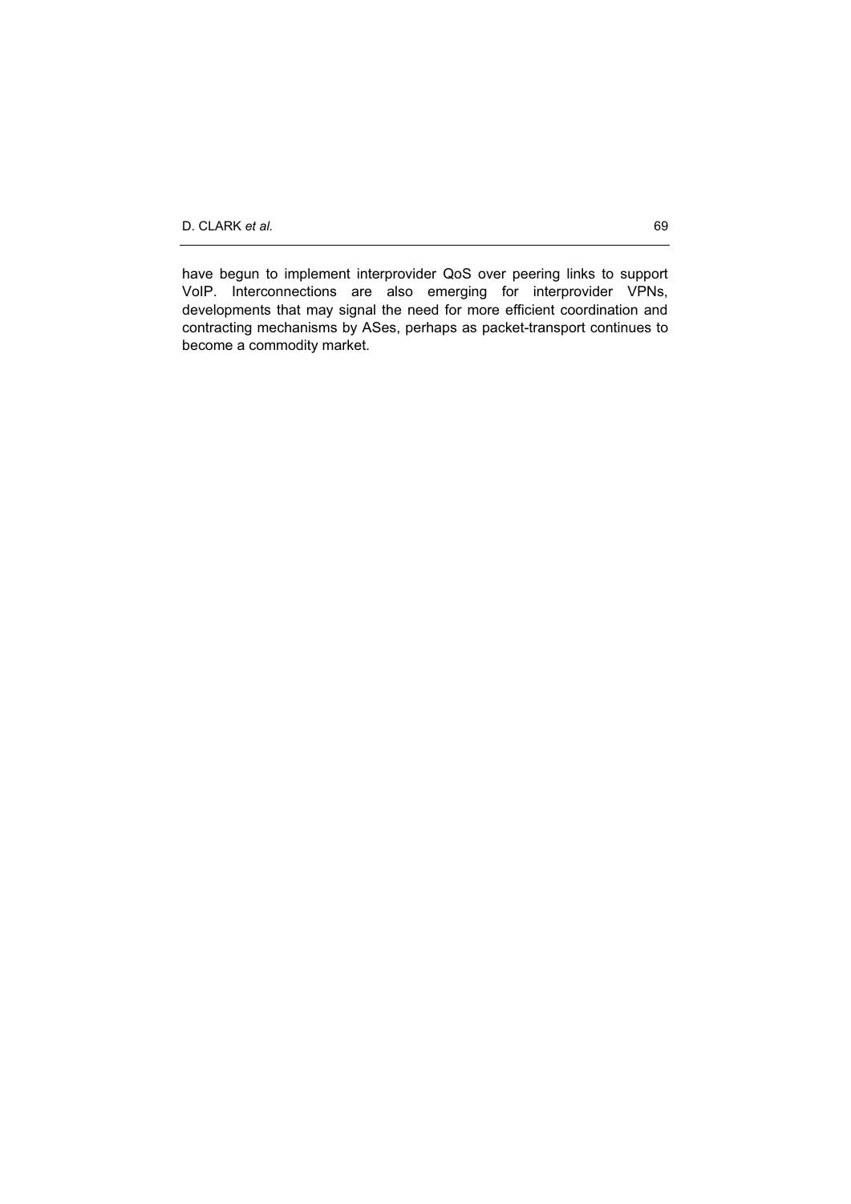have begun to implement interprovider QoS over peering links to support VoIP. Interconnections are also emerging for interprovider VPNs, developments that may signal the need for more efficient coordination and contracting mechanisms by ASes, perhaps as packet-transport continues to become a commodity market.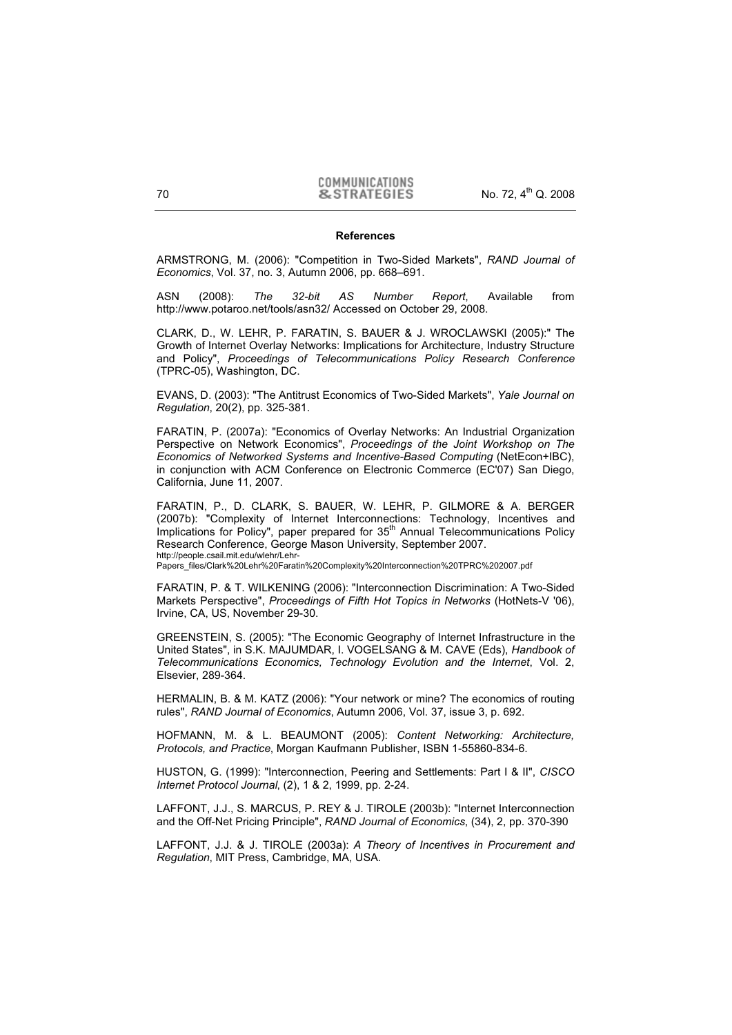## References

ARMSTRONG, M. (2006): "Competition in Two-Sided Markets", *RAND Journal of Economics*, Vol. 37, no. 3, Autumn 2006, pp. 668–691.

ASN (2008): *The 32-bit AS Number Report*, Available from http://www.potaroo.net/tools/asn32/ Accessed on October 29, 2008.

CLARK, D., W. LEHR, P. FARATIN, S. BAUER & J. WROCLAWSKI (2005):" The Growth of Internet Overlay Networks: Implications for Architecture, Industry Structure and Policy", *Proceedings of Telecommunications Policy Research Conference* (TPRC-05), Washington, DC.

EVANS, D. (2003): "The Antitrust Economics of Two-Sided Markets", *Yale Journal on Regulation*, 20(2), pp. 325-381.

FARATIN, P. (2007a): "Economics of Overlay Networks: An Industrial Organization Perspective on Network Economics", *Proceedings of the Joint Workshop on The Economics of Networked Systems and Incentive-Based Computing* (NetEcon+IBC), in conjunction with ACM Conference on Electronic Commerce (EC'07) San Diego, California, June 11, 2007.

FARATIN, P., D. CLARK, S. BAUER, W. LEHR, P. GILMORE & A. BERGER (2007b): "Complexity of Internet Interconnections: Technology, Incentives and Implications for Policy", paper prepared for 35th Annual Telecommunications Policy Research Conference, George Mason University, September 2007. http://people.csail.mit.edu/wlehr/Lehr-Papers_files/Clark%20Lehr%20Faratin%20Complexity%20Interconnection%20TPRC%202007.pdf

FARATIN, P. & T. WILKENING (2006): "Interconnection Discrimination: A Two-Sided Markets Perspective", *Proceedings of Fifth Hot Topics in Networks* (HotNets-V '06), Irvine, CA, US, November 29-30.

GREENSTEIN, S. (2005): "The Economic Geography of Internet Infrastructure in the United States", in S.K. MAJUMDAR, I. VOGELSANG & M. CAVE (Eds), *Handbook of Telecommunications Economics, Technology Evolution and the Internet*, Vol. 2, Elsevier, 289-364.

HERMALIN, B. & M. KATZ (2006): "Your network or mine? The economics of routing rules", *RAND Journal of Economics*, Autumn 2006, Vol. 37, issue 3, p. 692.

HOFMANN, M. & L. BEAUMONT (2005): *Content Networking: Architecture, Protocols, and Practice*, Morgan Kaufmann Publisher, ISBN 1-55860-834-6.

HUSTON, G. (1999): "Interconnection, Peering and Settlements: Part I & II", *CISCO Internet Protocol Journal*, (2), 1 & 2, 1999, pp. 2-24.

LAFFONT, J.J., S. MARCUS, P. REY & J. TIROLE (2003b): "Internet Interconnection and the Off-Net Pricing Principle", *RAND Journal of Economics*, (34), 2, pp. 370-390

LAFFONT, J.J. & J. TIROLE (2003a): *A Theory of Incentives in Procurement and Regulation*, MIT Press, Cambridge, MA, USA.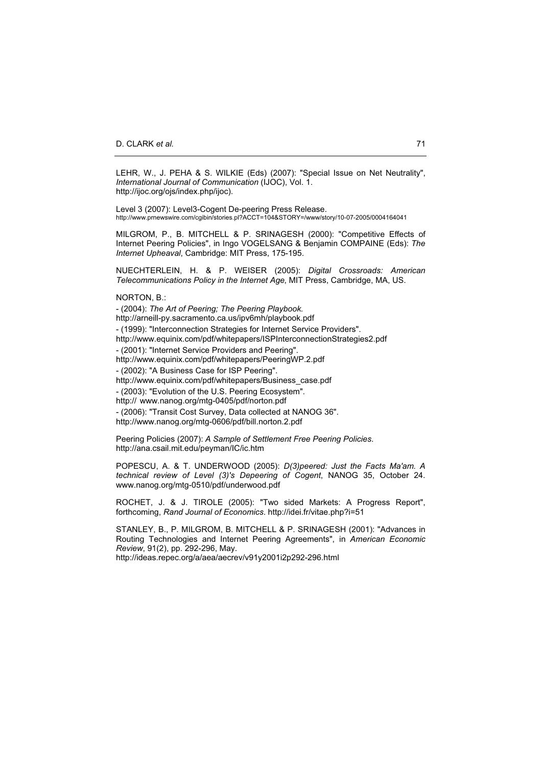LEHR, W., J. PEHA & S. WILKIE (Eds) (2007): "Special Issue on Net Neutrality", *International Journal of Communication* (IJOC), Vol. 1. http://ijoc.org/ojs/index.php/ijoc).

Level 3 (2007): Level3-Cogent De-peering Press Release. http://www.prnewswire.com/cgibin/stories.pl?ACCT=104&STORY=/www/story/10-07-2005/0004164041

MILGROM, P., B. MITCHELL & P. SRINAGESH (2000): "Competitive Effects of Internet Peering Policies", in Ingo VOGELSANG & Benjamin COMPAINE (Eds): *The Internet Upheaval*, Cambridge: MIT Press, 175-195.

NUECHTERLEIN, H. & P. WEISER (2005): *Digital Crossroads: American Telecommunications Policy in the Internet Age*, MIT Press, Cambridge, MA, US.

NORTON, B.:

- (2004): *The Art of Peering; The Peering Playbook.* http://arneill-py.sacramento.ca.us/ipv6mh/playbook.pdf
- (1999): "Interconnection Strategies for Internet Service Providers". http://www.equinix.com/pdf/whitepapers/ISPInterconnectionStrategies2.pdf
- (2001): "Internet Service Providers and Peering". http://www.equinix.com/pdf/whitepapers/PeeringWP.2.pdf
- (2002): "A Business Case for ISP Peering". http://www.equinix.com/pdf/whitepapers/Business_case.pdf
- (2003): "Evolution of the U.S. Peering Ecosystem". http:// www.nanog.org/mtg-0405/pdf/norton.pdf
- (2006): "Transit Cost Survey, Data collected at NANOG 36". http://www.nanog.org/mtg-0606/pdf/bill.norton.2.pdf

Peering Policies (2007): *A Sample of Settlement Free Peering Policies*. http://ana.csail.mit.edu/peyman/IC/ic.htm

POPESCU, A. & T. UNDERWOOD (2005): *D(3)peered: Just the Facts Ma'am. A technical review of Level (3)'s Depeering of Cogent*, NANOG 35, October 24. www.nanog.org/mtg-0510/pdf/underwood.pdf

ROCHET, J. & J. TIROLE (2005): "Two sided Markets: A Progress Report", forthcoming, *Rand Journal of Economics*. http://idei.fr/vitae.php?i=51

STANLEY, B., P. MILGROM, B. MITCHELL & P. SRINAGESH (2001): "Advances in Routing Technologies and Internet Peering Agreements", in *American Economic Review*, 91(2), pp. 292-296, May. http://ideas.repec.org/a/aea/aecrev/v91y2001i2p292-296.html